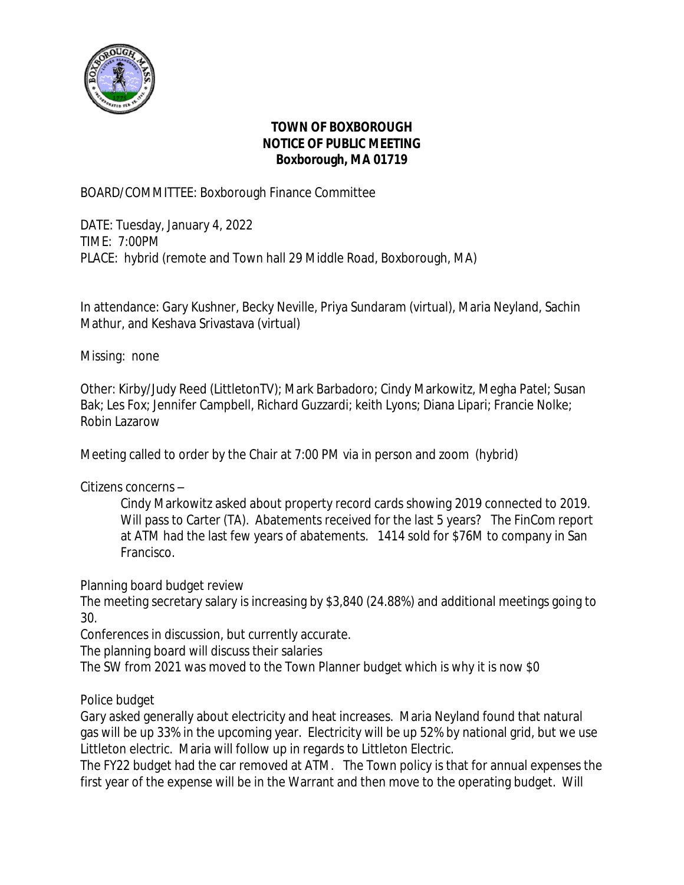# TOWN OF BOXBOROUGH
## NOTICE OF PUBLIC MEETING
### Boxborough, MA 01719

BOARD/COMMITTEE: Boxborough Finance Committee

DATE: Tuesday, January 4, 2022
TIME: 7:00PM
PLACE: hybrid (remote and Town hall 29 Middle Road, Boxborough, MA)

In attendance: Gary Kushner, Becky Neville, Priya Sundaram (virtual), Maria Neyland, Sachin Mathur, and Keshava Srivastava (virtual)

Missing: none

Other: Kirby/Judy Reed (LittletonTV); Mark Barbadoro; Cindy Markowitz, Megha Patel; Susan Bak; Les Fox; Jennifer Campbell, Richard Guzzardi; keith Lyons; Diana Lipari; Francie Nolke; Robin Lazarow

Meeting called to order by the Chair at 7:00 PM via in person and zoom (hybrid)

Citizens concerns –

Cindy Markowitz asked about property record cards showing 2019 connected to 2019. Will pass to Carter (TA). Abatements received for the last 5 years? The FinCom report at ATM had the last few years of abatements. 1414 sold for $76M to company in San Francisco.

Planning board budget review

The meeting secretary salary is increasing by $3,840 (24.88%) and additional meetings going to 30.

Conferences in discussion, but currently accurate.

The planning board will discuss their salaries

The SW from 2021 was moved to the Town Planner budget which is why it is now $0

Police budget

Gary asked generally about electricity and heat increases. Maria Neyland found that natural gas will be up 33% in the upcoming year. Electricity will be up 52% by national grid, but we use Littleton electric. Maria will follow up in regards to Littleton Electric.

The FY22 budget had the car removed at ATM. The Town policy is that for annual expenses the first year of the expense will be in the Warrant and then move to the operating budget. Will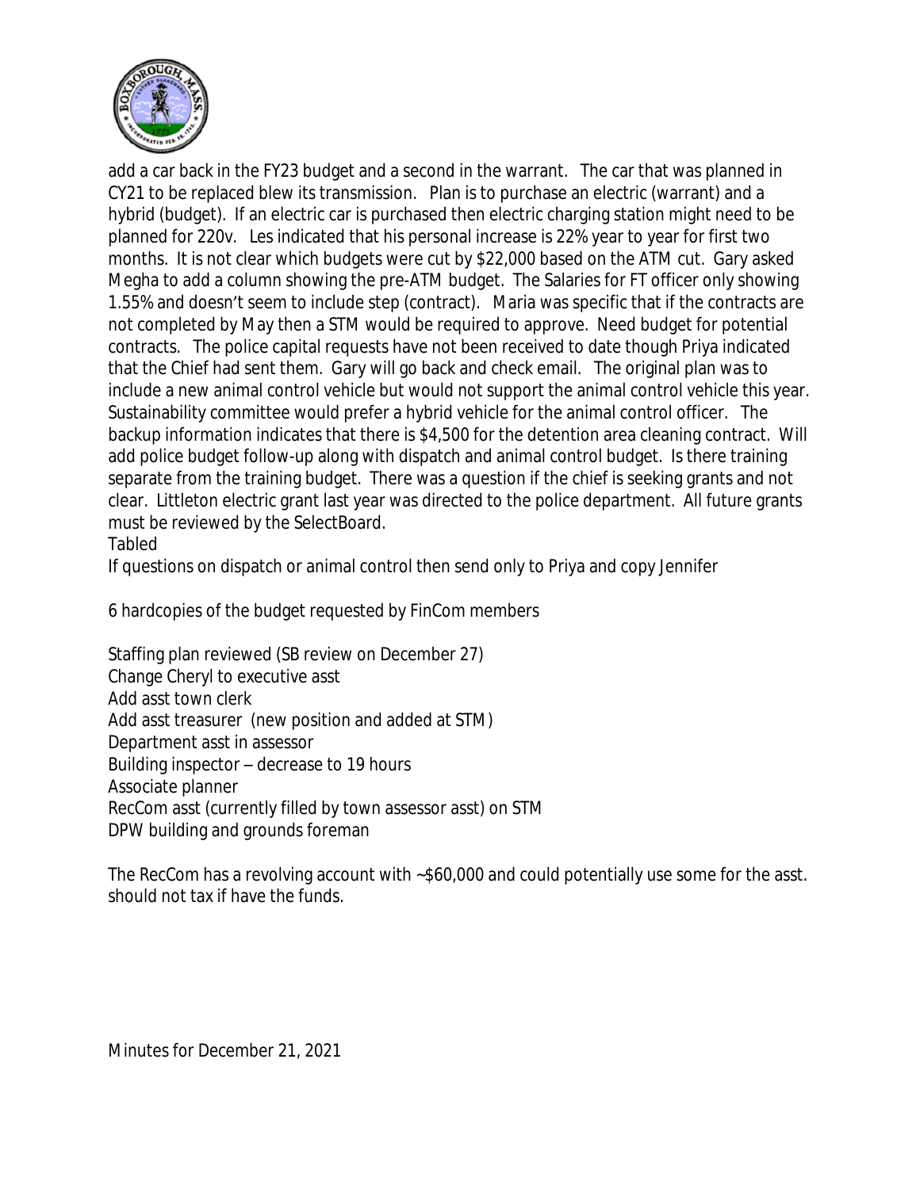add a car back in the FY23 budget and a second in the warrant. The car that was planned in CY21 to be replaced blew its transmission. Plan is to purchase an electric (warrant) and a hybrid (budget). If an electric car is purchased then electric charging station might need to be planned for 220v. Les indicated that his personal increase is 22% year to year for first two months. It is not clear which budgets were cut by $22,000 based on the ATM cut. Gary asked Megha to add a column showing the pre-ATM budget. The Salaries for FT officer only showing 1.55% and doesn't seem to include step (contract). Maria was specific that if the contracts are not completed by May then a STM would be required to approve. Need budget for potential contracts. The police capital requests have not been received to date though Priya indicated that the Chief had sent them. Gary will go back and check email. The original plan was to include a new animal control vehicle but would not support the animal control vehicle this year. Sustainability committee would prefer a hybrid vehicle for the animal control officer. The backup information indicates that there is $4,500 for the detention area cleaning contract. Will add police budget follow-up along with dispatch and animal control budget. Is there training separate from the training budget. There was a question if the chief is seeking grants and not clear. Littleton electric grant last year was directed to the police department. All future grants must be reviewed by the SelectBoard.

Tabled

If questions on dispatch or animal control then send only to Priya and copy Jennifer

6 hardcopies of the budget requested by FinCom members

Staffing plan reviewed (SB review on December 27)
Change Cheryl to executive asst
Add asst town clerk
Add asst treasurer (new position and added at STM)
Department asst in assessor
Building inspector – decrease to 19 hours
Associate planner
RecCom asst (currently filled by town assessor asst) on STM
DPW building and grounds foreman

The RecCom has a revolving account with ~$60,000 and could potentially use some for the asst. should not tax if have the funds.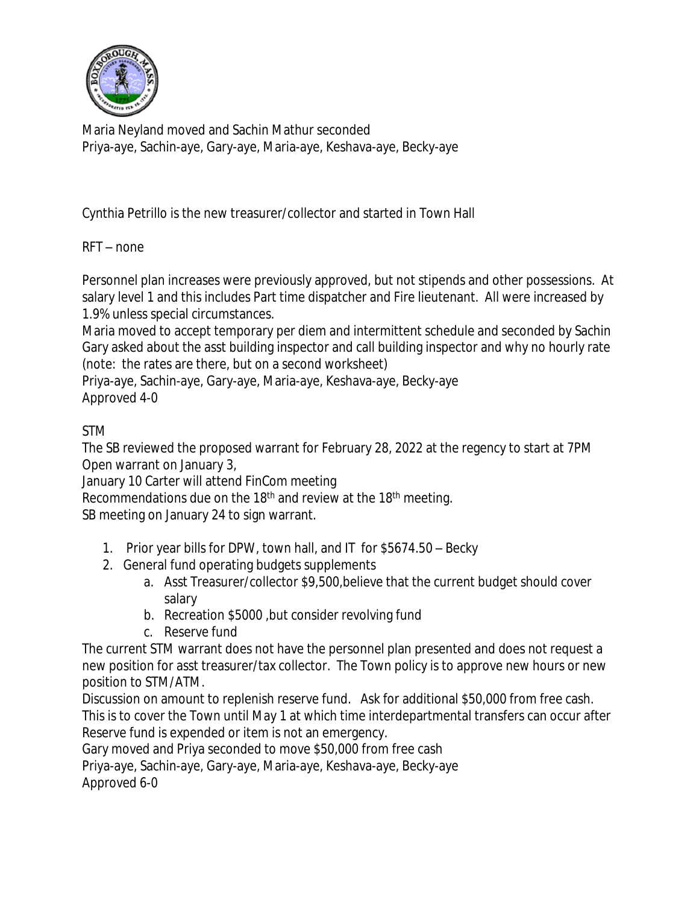Maria Neyland moved and Sachin Mathur seconded
Priya-aye, Sachin-aye, Gary-aye, Maria-aye, Keshava-aye, Becky-aye

Cynthia Petrillo is the new treasurer/collector and started in Town Hall

RFT – none

Personnel plan increases were previously approved, but not stipends and other possessions. At salary level 1 and this includes Part time dispatcher and Fire lieutenant. All were increased by 1.9% unless special circumstances.
Maria moved to accept temporary per diem and intermittent schedule and seconded by Sachin
Gary asked about the asst building inspector and call building inspector and why no hourly rate (note: the rates are there, but on a second worksheet)
Priya-aye, Sachin-aye, Gary-aye, Maria-aye, Keshava-aye, Becky-aye
Approved 4-0

STM
The SB reviewed the proposed warrant for February 28, 2022 at the regency to start at 7PM
Open warrant on January 3,
January 10 Carter will attend FinCom meeting
Recommendations due on the 18th and review at the 18th meeting.
SB meeting on January 24 to sign warrant.

1. Prior year bills for DPW, town hall, and IT for $5674.50 – Becky
2. General fund operating budgets supplements
   a. Asst Treasurer/collector $9,500,believe that the current budget should cover salary
   b. Recreation $5000 ,but consider revolving fund
   c. Reserve fund

The current STM warrant does not have the personnel plan presented and does not request a new position for asst treasurer/tax collector. The Town policy is to approve new hours or new position to STM/ATM.
Discussion on amount to replenish reserve fund. Ask for additional $50,000 from free cash. This is to cover the Town until May 1 at which time interdepartmental transfers can occur after Reserve fund is expended or item is not an emergency.
Gary moved and Priya seconded to move $50,000 from free cash
Priya-aye, Sachin-aye, Gary-aye, Maria-aye, Keshava-aye, Becky-aye
Approved 6-0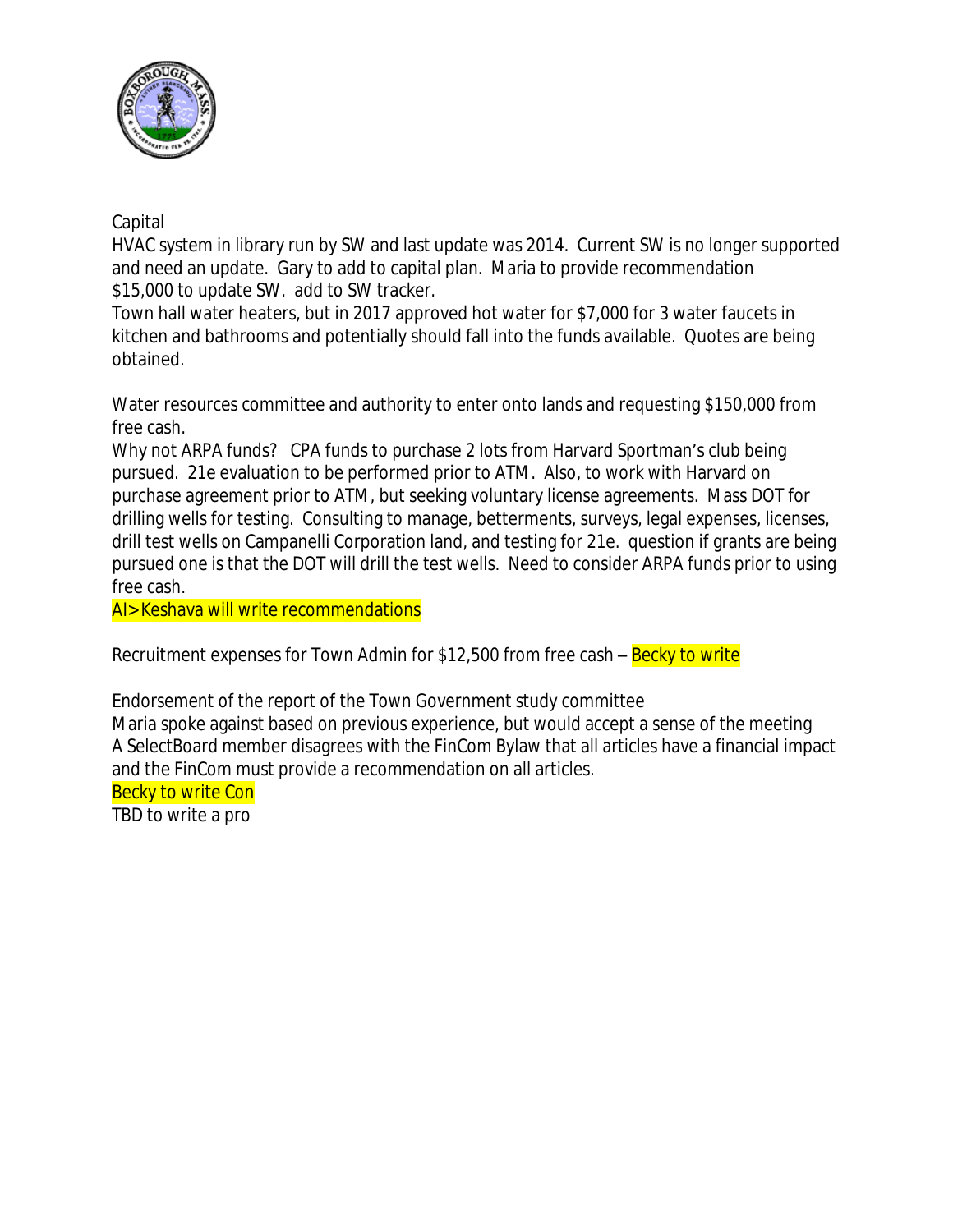Capital

HVAC system in library run by SW and last update was 2014. Current SW is no longer supported and need an update. Gary to add to capital plan. Maria to provide recommendation $15,000 to update SW. add to SW tracker.

Town hall water heaters, but in 2017 approved hot water for $7,000 for 3 water faucets in kitchen and bathrooms and potentially should fall into the funds available. Quotes are being obtained.

Water resources committee and authority to enter onto lands and requesting $150,000 from free cash.

Why not ARPA funds? CPA funds to purchase 2 lots from Harvard Sportman's club being pursued. 21e evaluation to be performed prior to ATM. Also, to work with Harvard on purchase agreement prior to ATM, but seeking voluntary license agreements. Mass DOT for drilling wells for testing. Consulting to manage, betterments, surveys, legal expenses, licenses, drill test wells on Campanelli Corporation land, and testing for 21e. question if grants are being pursued one is that the DOT will drill the test wells. Need to consider ARPA funds prior to using free cash.

AI>Keshava will write recommendations

Recruitment expenses for Town Admin for $12,500 from free cash – Becky to write

Endorsement of the report of the Town Government study committee

Maria spoke against based on previous experience, but would accept a sense of the meeting

A SelectBoard member disagrees with the FinCom Bylaw that all articles have a financial impact and the FinCom must provide a recommendation on all articles.

Becky to write Con

TBD to write a pro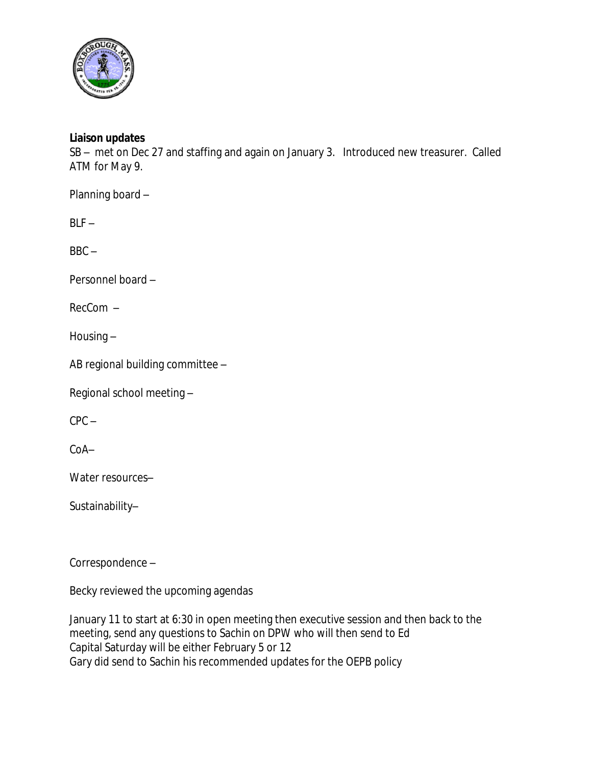**Liaison updates**

SB – met on Dec 27 and staffing and again on January 3. Introduced new treasurer. Called ATM for May 9.

Planning board –

BLF –

BBC –

Personnel board –

RecCom –

Housing –

AB regional building committee –

Regional school meeting –

CPC –

CoA–

Water resources–

Sustainability–

Correspondence –

Becky reviewed the upcoming agendas

January 11 to start at 6:30 in open meeting then executive session and then back to the meeting, send any questions to Sachin on DPW who will then send to Ed
Capital Saturday will be either February 5 or 12
Gary did send to Sachin his recommended updates for the OEPB policy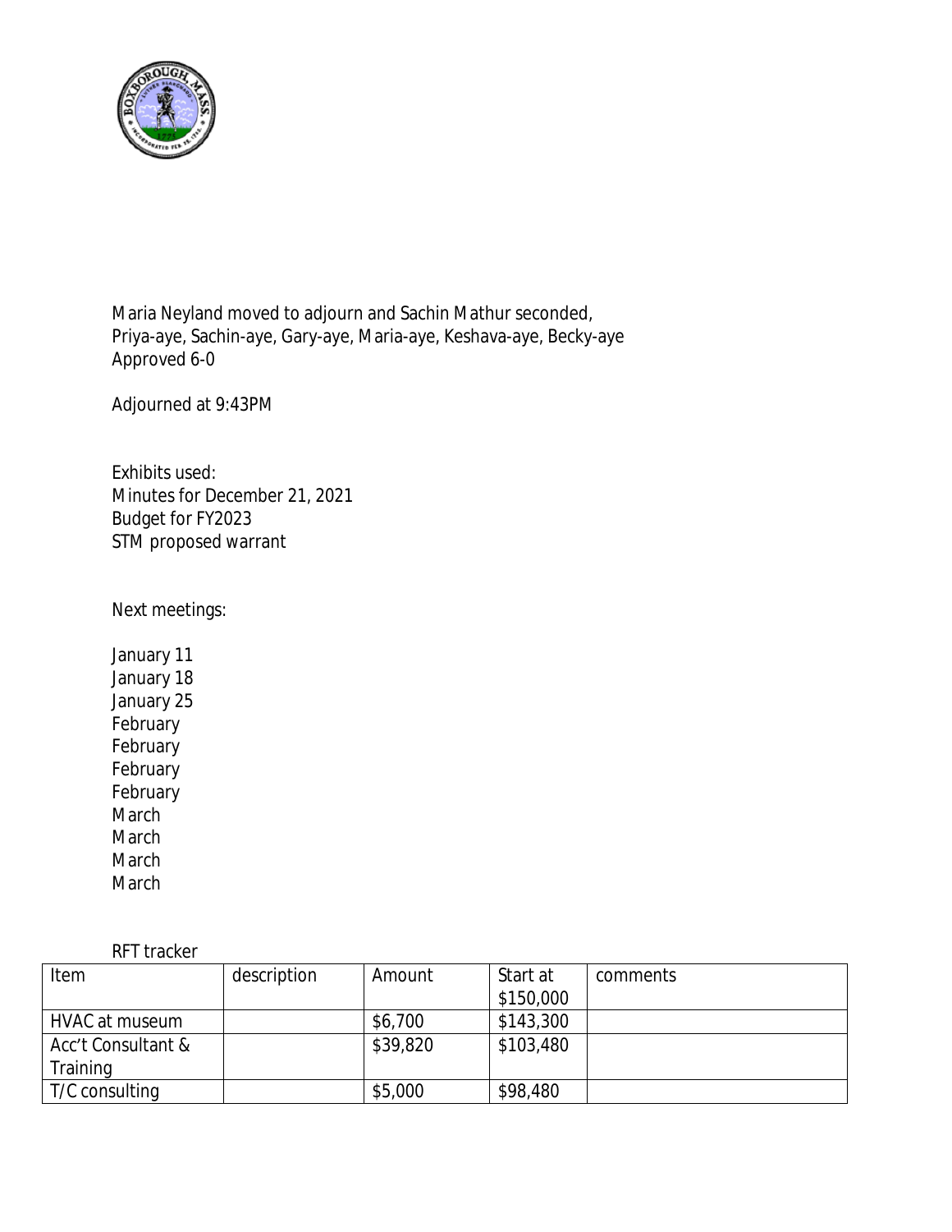Maria Neyland moved to adjourn and Sachin Mathur seconded,
Priya-aye, Sachin-aye, Gary-aye, Maria-aye, Keshava-aye, Becky-aye
Approved 6-0

Adjourned at 9:43PM

Exhibits used:
Minutes for December 21, 2021
Budget for FY2023
STM proposed warrant

Next meetings:

January 11
January 18
January 25
February
February
February
February
March
March
March
March

RFT tracker

| Item | description | Amount | Start at $150,000 | comments |
|---|---|---|---|---|
| HVAC at museum | | $6,700 | $143,300 | |
| Acc't Consultant & Training | | $39,820 | $103,480 | |
| T/C consulting | | $5,000 | $98,480 | |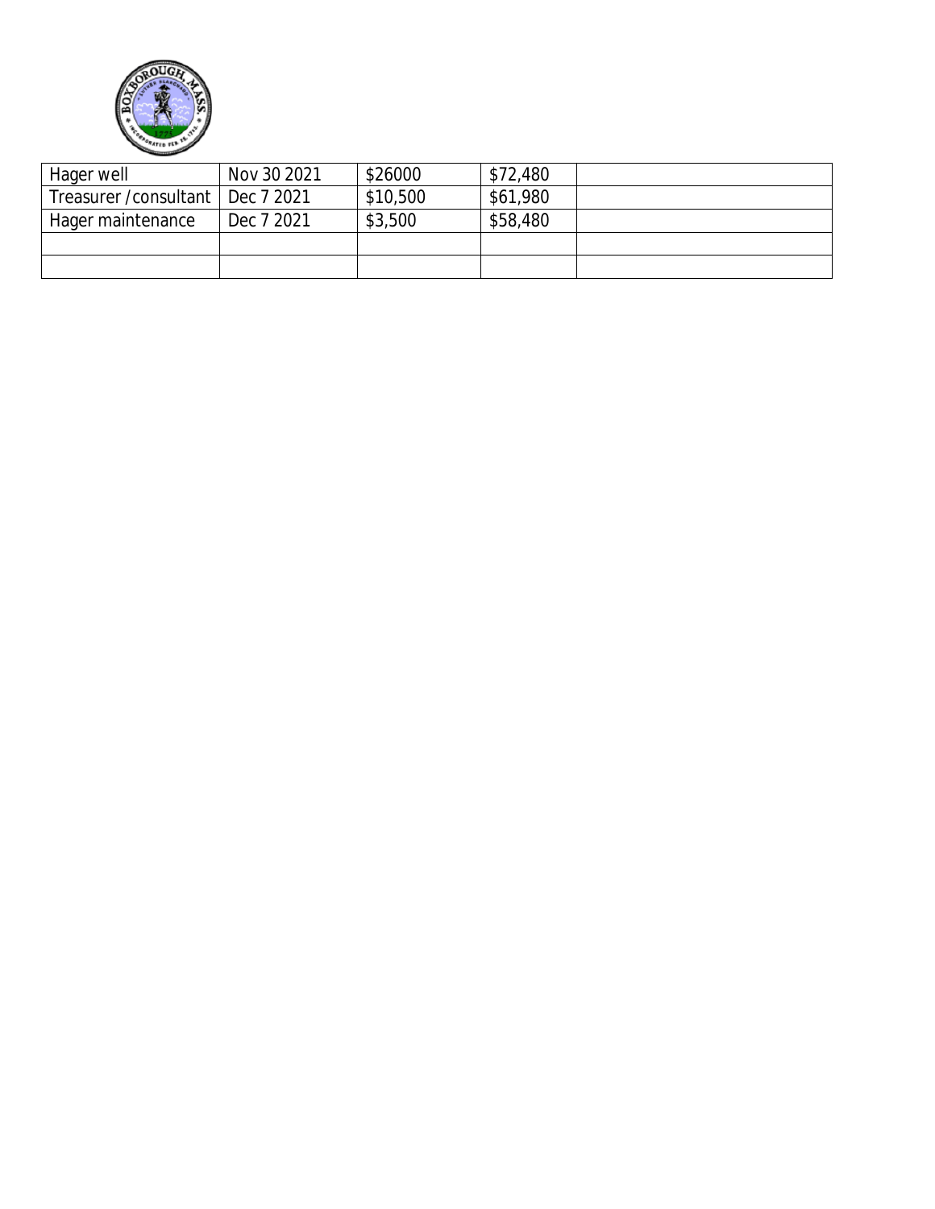| | | | | |
|---|---|---|---|---|
| Hager well | Nov 30 2021 | $26000 | $72,480 | |
| Treasurer /consultant | Dec 7 2021 | $10,500 | $61,980 | |
| Hager maintenance | Dec 7 2021 | $3,500 | $58,480 | |
| | | | | |
| | | | | |